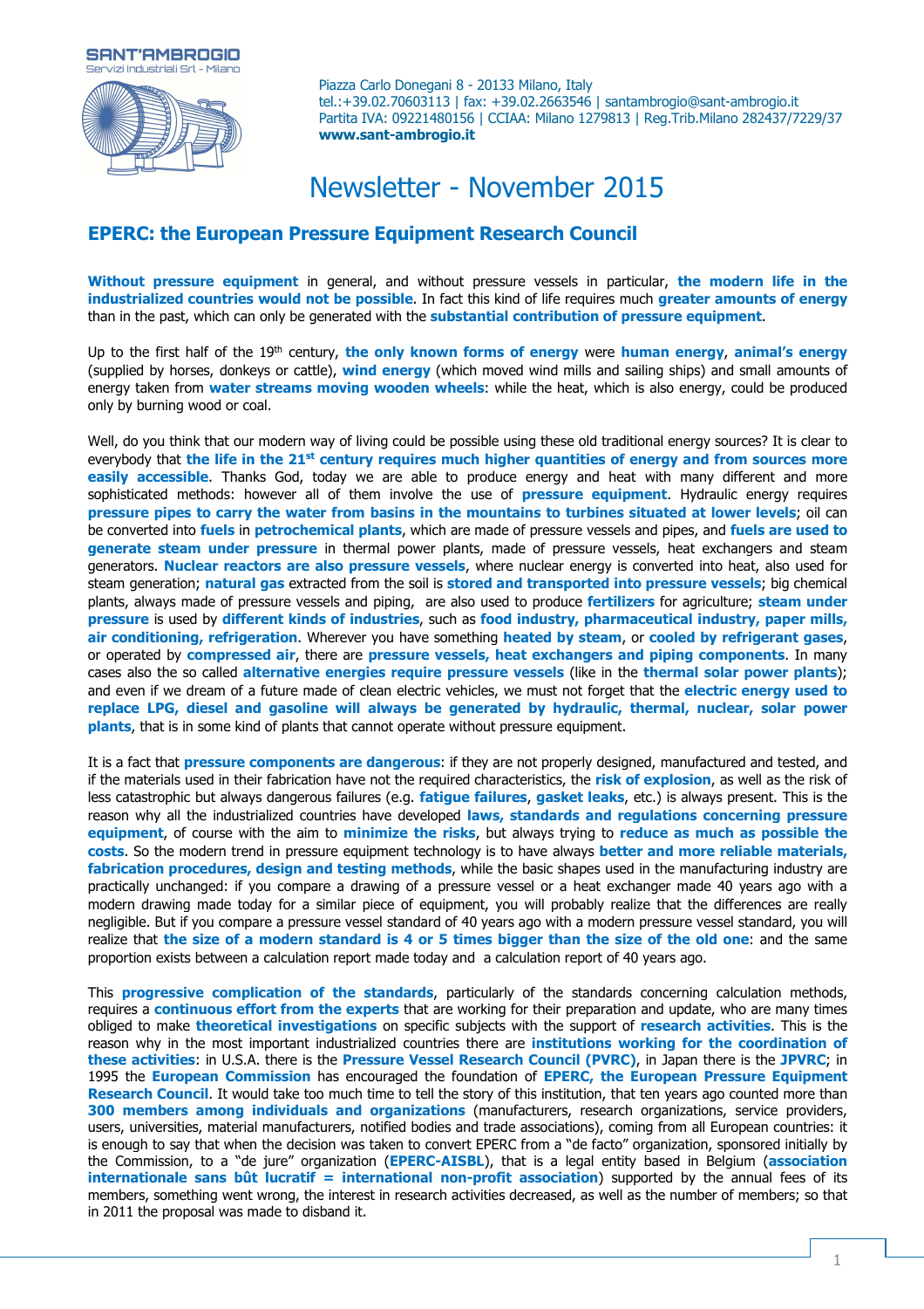SANT'AMBROGIO
Servizi Industriali Srl - Milano

Piazza Carlo Donegani 8 - 20133 Milano, Italy
tel.:+39.02.70603113 | fax: +39.02.2663546 | santambrogio@sant-ambrogio.it
Partita IVA: 09221480156 | CCIAA: Milano 1279813 | Reg.Trib.Milano 282437/7229/37
**www.sant-ambrogio.it**

# Newsletter - November 2015

## EPERC: the European Pressure Equipment Research Council

**Without pressure equipment** in general, and without pressure vessels in particular, **the modern life in the industrialized countries would not be possible**. In fact this kind of life requires much **greater amounts of energy** than in the past, which can only be generated with the **substantial contribution of pressure equipment**.

Up to the first half of the 19th century, **the only known forms of energy** were **human energy**, **animal's energy** (supplied by horses, donkeys or cattle), **wind energy** (which moved wind mills and sailing ships) and small amounts of energy taken from **water streams moving wooden wheels**: while the heat, which is also energy, could be produced only by burning wood or coal.

Well, do you think that our modern way of living could be possible using these old traditional energy sources? It is clear to everybody that **the life in the 21st century requires much higher quantities of energy and from sources more easily accessible**. Thanks God, today we are able to produce energy and heat with many different and more sophisticated methods: however all of them involve the use of **pressure equipment**. Hydraulic energy requires **pressure pipes to carry the water from basins in the mountains to turbines situated at lower levels**; oil can be converted into **fuels** in **petrochemical plants**, which are made of pressure vessels and pipes, and **fuels are used to generate steam under pressure** in thermal power plants, made of pressure vessels, heat exchangers and steam generators. **Nuclear reactors are also pressure vessels**, where nuclear energy is converted into heat, also used for steam generation; **natural gas** extracted from the soil is **stored and transported into pressure vessels**; big chemical plants, always made of pressure vessels and piping, are also used to produce **fertilizers** for agriculture; **steam under pressure** is used by **different kinds of industries**, such as **food industry, pharmaceutical industry, paper mills, air conditioning, refrigeration**. Wherever you have something **heated by steam**, or **cooled by refrigerant gases**, or operated by **compressed air**, there are **pressure vessels, heat exchangers and piping components**. In many cases also the so called **alternative energies require pressure vessels** (like in the **thermal solar power plants**); and even if we dream of a future made of clean electric vehicles, we must not forget that the **electric energy used to replace LPG, diesel and gasoline will always be generated by hydraulic, thermal, nuclear, solar power plants**, that is in some kind of plants that cannot operate without pressure equipment.

It is a fact that **pressure components are dangerous**: if they are not properly designed, manufactured and tested, and if the materials used in their fabrication have not the required characteristics, the **risk of explosion**, as well as the risk of less catastrophic but always dangerous failures (e.g. **fatigue failures**, **gasket leaks**, etc.) is always present. This is the reason why all the industrialized countries have developed **laws, standards and regulations concerning pressure equipment**, of course with the aim to **minimize the risks**, but always trying to **reduce as much as possible the costs**. So the modern trend in pressure equipment technology is to have always **better and more reliable materials, fabrication procedures, design and testing methods**, while the basic shapes used in the manufacturing industry are practically unchanged: if you compare a drawing of a pressure vessel or a heat exchanger made 40 years ago with a modern drawing made today for a similar piece of equipment, you will probably realize that the differences are really negligible. But if you compare a pressure vessel standard of 40 years ago with a modern pressure vessel standard, you will realize that **the size of a modern standard is 4 or 5 times bigger than the size of the old one**: and the same proportion exists between a calculation report made today and a calculation report of 40 years ago.

This **progressive complication of the standards**, particularly of the standards concerning calculation methods, requires a **continuous effort from the experts** that are working for their preparation and update, who are many times obliged to make **theoretical investigations** on specific subjects with the support of **research activities**. This is the reason why in the most important industrialized countries there are **institutions working for the coordination of these activities**: in U.S.A. there is the **Pressure Vessel Research Council (PVRC)**, in Japan there is the **JPVRC**; in 1995 the **European Commission** has encouraged the foundation of **EPERC, the European Pressure Equipment Research Council**. It would take too much time to tell the story of this institution, that ten years ago counted more than **300 members among individuals and organizations** (manufacturers, research organizations, service providers, users, universities, material manufacturers, notified bodies and trade associations), coming from all European countries: it is enough to say that when the decision was taken to convert EPERC from a "de facto" organization, sponsored initially by the Commission, to a "de jure" organization (**EPERC-AISBL**), that is a legal entity based in Belgium (**association internationale sans bût lucratif = international non-profit association**) supported by the annual fees of its members, something went wrong, the interest in research activities decreased, as well as the number of members; so that in 2011 the proposal was made to disband it.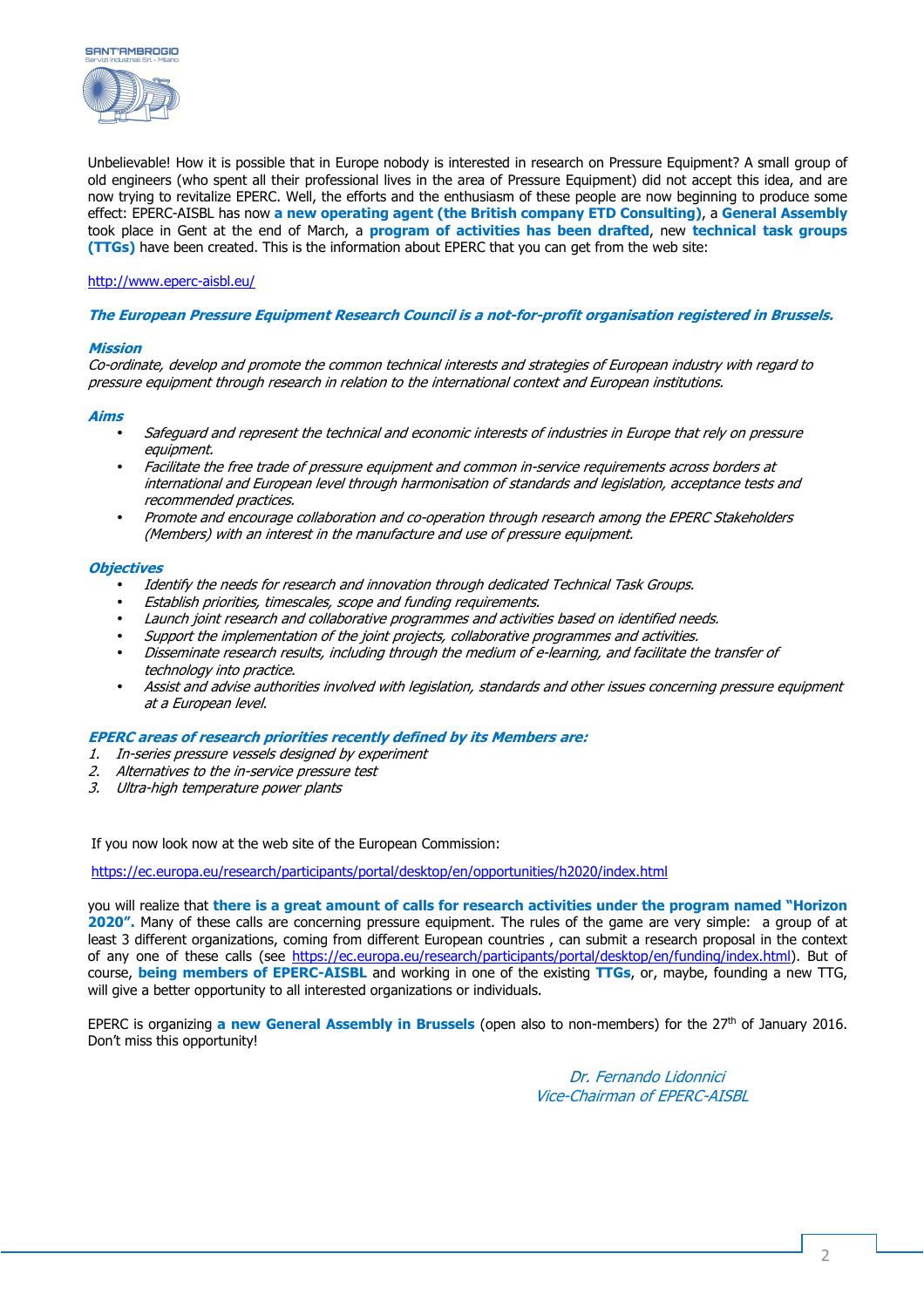Unbelievable! How it is possible that in Europe nobody is interested in research on Pressure Equipment? A small group of old engineers (who spent all their professional lives in the area of Pressure Equipment) did not accept this idea, and are now trying to revitalize EPERC. Well, the efforts and the enthusiasm of these people are now beginning to produce some effect: EPERC-AISBL has now **a new operating agent (the British company ETD Consulting)**, a **General Assembly** took place in Gent at the end of March, a **program of activities has been drafted**, new **technical task groups (TTGs)** have been created. This is the information about EPERC that you can get from the web site:

http://www.eperc-aisbl.eu/

***The European Pressure Equipment Research Council is a not-for-profit organisation registered in Brussels.***

***Mission***

*Co-ordinate, develop and promote the common technical interests and strategies of European industry with regard to pressure equipment through research in relation to the international context and European institutions.*

***Aims***

- *Safeguard and represent the technical and economic interests of industries in Europe that rely on pressure equipment.*
- *Facilitate the free trade of pressure equipment and common in-service requirements across borders at international and European level through harmonisation of standards and legislation, acceptance tests and recommended practices.*
- *Promote and encourage collaboration and co-operation through research among the EPERC Stakeholders (Members) with an interest in the manufacture and use of pressure equipment.*

***Objectives***

- *Identify the needs for research and innovation through dedicated Technical Task Groups.*
- *Establish priorities, timescales, scope and funding requirements.*
- *Launch joint research and collaborative programmes and activities based on identified needs.*
- *Support the implementation of the joint projects, collaborative programmes and activities.*
- *Disseminate research results, including through the medium of e-learning, and facilitate the transfer of technology into practice.*
- *Assist and advise authorities involved with legislation, standards and other issues concerning pressure equipment at a European level.*

***EPERC areas of research priorities recently defined by its Members are:***

1. *In-series pressure vessels designed by experiment*
2. *Alternatives to the in-service pressure test*
3. *Ultra-high temperature power plants*

If you now look now at the web site of the European Commission:

https://ec.europa.eu/research/participants/portal/desktop/en/opportunities/h2020/index.html

you will realize that **there is a great amount of calls for research activities under the program named "Horizon 2020".** Many of these calls are concerning pressure equipment. The rules of the game are very simple: a group of at least 3 different organizations, coming from different European countries , can submit a research proposal in the context of any one of these calls (see https://ec.europa.eu/research/participants/portal/desktop/en/funding/index.html). But of course, **being members of EPERC-AISBL** and working in one of the existing **TTGs**, or, maybe, founding a new TTG, will give a better opportunity to all interested organizations or individuals.

EPERC is organizing **a new General Assembly in Brussels** (open also to non-members) for the 27th of January 2016. Don't miss this opportunity!

*Dr. Fernando Lidonnici*
*Vice-Chairman of EPERC-AISBL*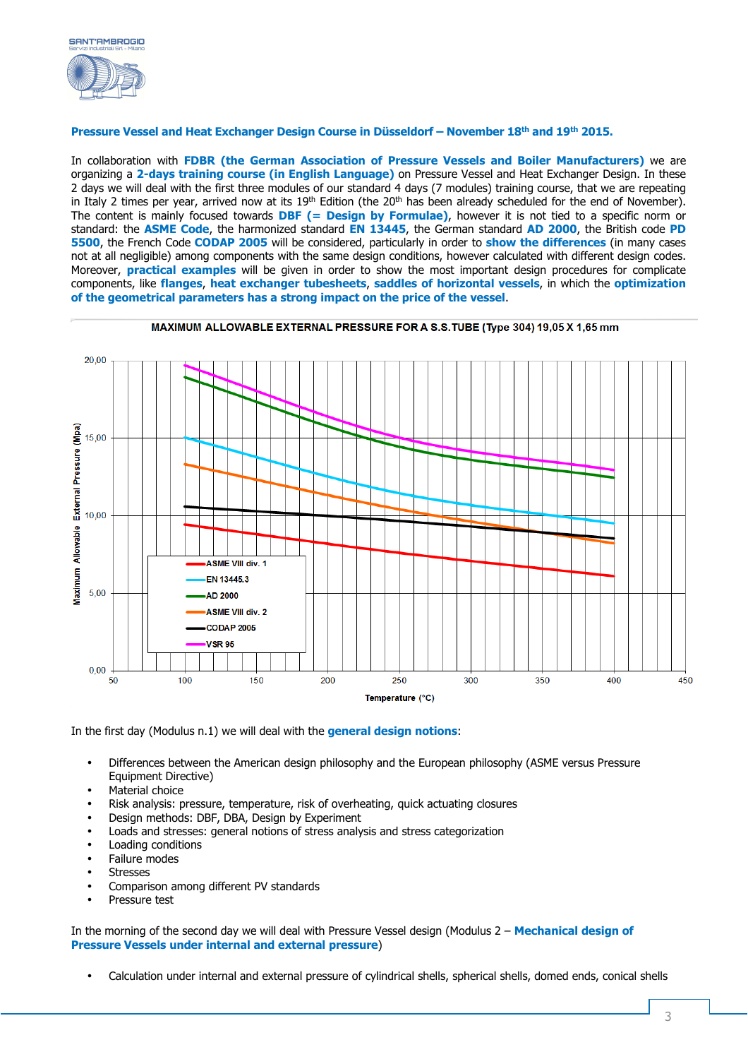**Pressure Vessel and Heat Exchanger Design Course in Düsseldorf – November 18th and 19th 2015.**

In collaboration with **FDBR (the German Association of Pressure Vessels and Boiler Manufacturers)** we are organizing a **2-days training course (in English Language)** on Pressure Vessel and Heat Exchanger Design. In these 2 days we will deal with the first three modules of our standard 4 days (7 modules) training course, that we are repeating in Italy 2 times per year, arrived now at its 19th Edition (the 20th has been already scheduled for the end of November). The content is mainly focused towards **DBF (= Design by Formulae)**, however it is not tied to a specific norm or standard: the **ASME Code**, the harmonized standard **EN 13445**, the German standard **AD 2000**, the British code **PD 5500**, the French Code **CODAP 2005** will be considered, particularly in order to **show the differences** (in many cases not at all negligible) among components with the same design conditions, however calculated with different design codes. Moreover, **practical examples** will be given in order to show the most important design procedures for complicate components, like **flanges**, **heat exchanger tubesheets**, **saddles of horizontal vessels**, in which the **optimization of the geometrical parameters has a strong impact on the price of the vessel**.

**MAXIMUM ALLOWABLE EXTERNAL PRESSURE FOR A S.S.TUBE (Type 304) 19,05 X 1,65 mm**

(Chart: Maximum Allowable External Pressure (Mpa) vs Temperature (°C); curves: ASME VIII div. 1, EN 13445.3, AD 2000, ASME VIII div. 2, CODAP 2005, VSR 95)

In the first day (Modulus n.1) we will deal with the **general design notions**:

- Differences between the American design philosophy and the European philosophy (ASME versus Pressure Equipment Directive)
- Material choice
- Risk analysis: pressure, temperature, risk of overheating, quick actuating closures
- Design methods: DBF, DBA, Design by Experiment
- Loads and stresses: general notions of stress analysis and stress categorization
- Loading conditions
- Failure modes
- Stresses
- Comparison among different PV standards
- Pressure test

In the morning of the second day we will deal with Pressure Vessel design (Modulus 2 – **Mechanical design of Pressure Vessels under internal and external pressure**)

- Calculation under internal and external pressure of cylindrical shells, spherical shells, domed ends, conical shells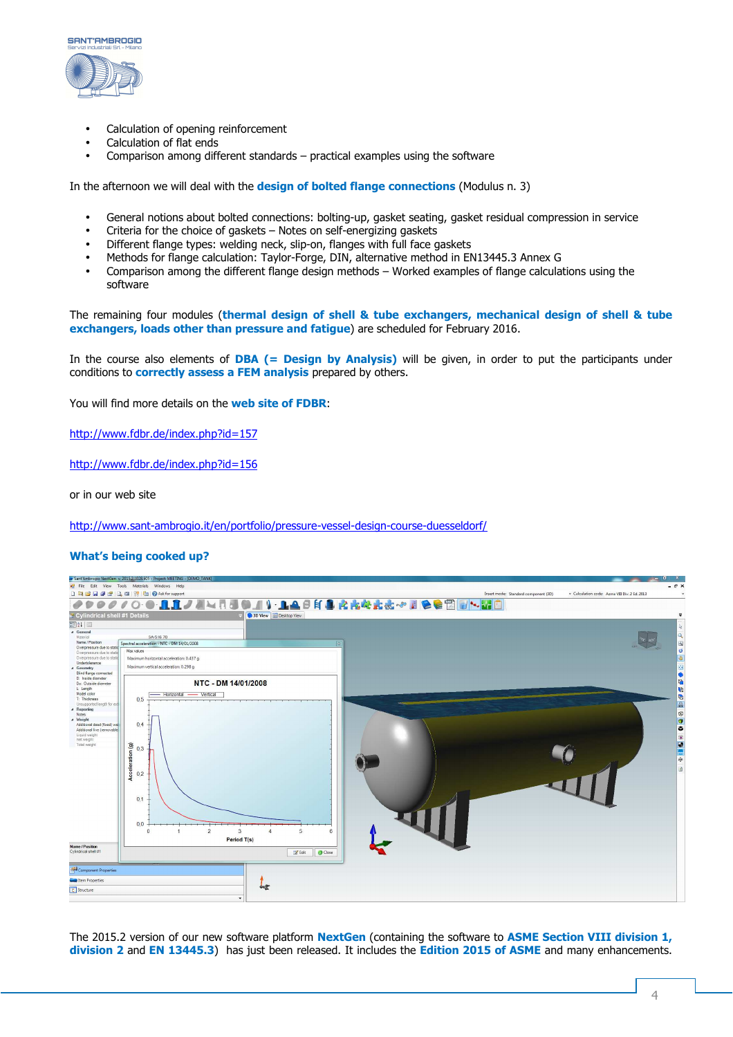- Calculation of opening reinforcement
- Calculation of flat ends
- Comparison among different standards – practical examples using the software

In the afternoon we will deal with the **design of bolted flange connections** (Modulus n. 3)

- General notions about bolted connections: bolting-up, gasket seating, gasket residual compression in service
- Criteria for the choice of gaskets – Notes on self-energizing gaskets
- Different flange types: welding neck, slip-on, flanges with full face gaskets
- Methods for flange calculation: Taylor-Forge, DIN, alternative method in EN13445.3 Annex G
- Comparison among the different flange design methods – Worked examples of flange calculations using the software

The remaining four modules (**thermal design of shell & tube exchangers, mechanical design of shell & tube exchangers, loads other than pressure and fatigue**) are scheduled for February 2016.

In the course also elements of **DBA (= Design by Analysis)** will be given, in order to put the participants under conditions to **correctly assess a FEM analysis** prepared by others.

You will find more details on the **web site of FDBR**:

http://www.fdbr.de/index.php?id=157

http://www.fdbr.de/index.php?id=156

or in our web site

http://www.sant-ambrogio.it/en/portfolio/pressure-vessel-design-course-duesseldorf/

### What's being cooked up?

The 2015.2 version of our new software platform **NextGen** (containing the software to **ASME Section VIII division 1, division 2** and **EN 13445.3**) has just been released. It includes the **Edition 2015 of ASME** and many enhancements.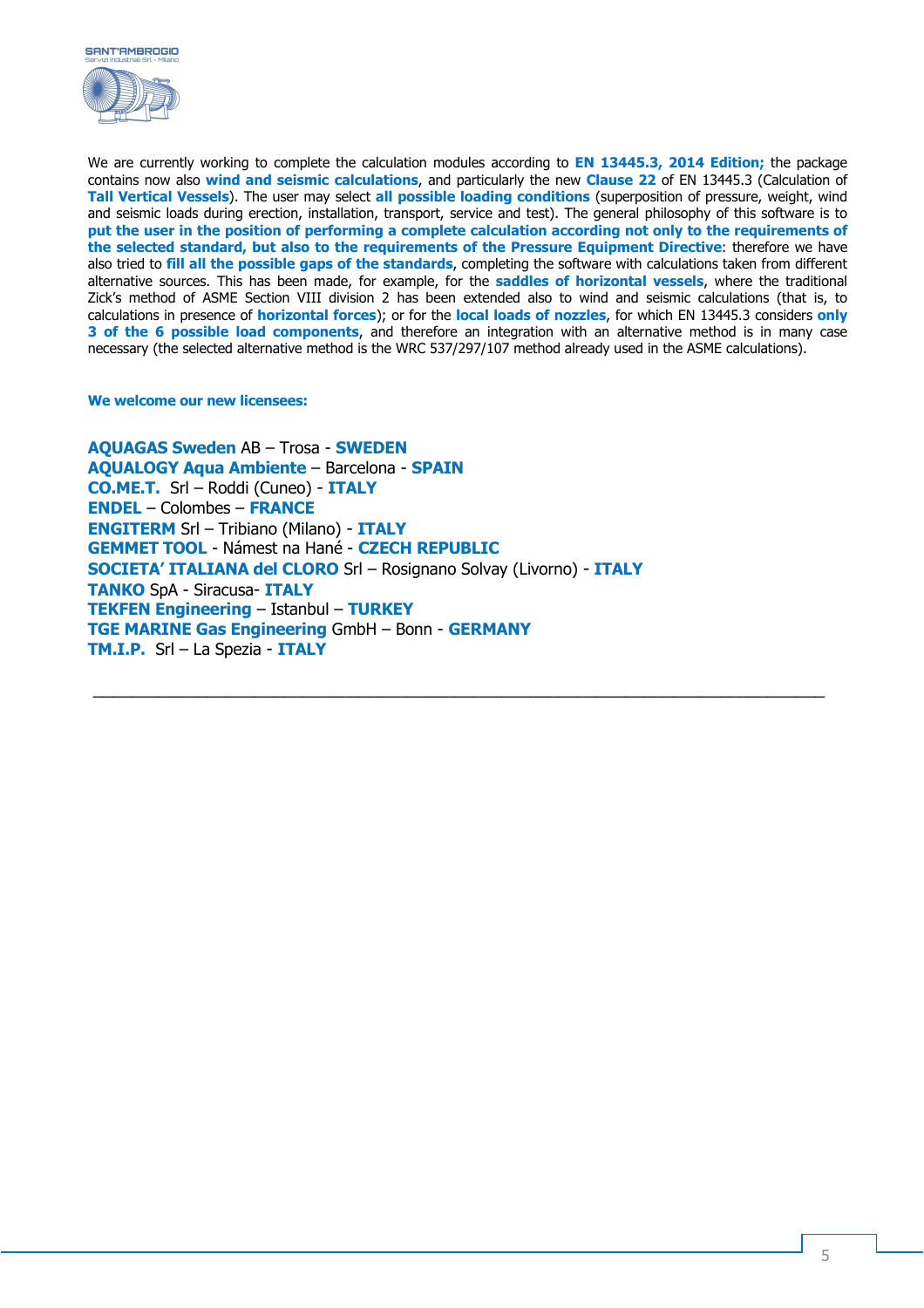We are currently working to complete the calculation modules according to **EN 13445.3, 2014 Edition;** the package contains now also **wind and seismic calculations**, and particularly the new **Clause 22** of EN 13445.3 (Calculation of **Tall Vertical Vessels**). The user may select **all possible loading conditions** (superposition of pressure, weight, wind and seismic loads during erection, installation, transport, service and test). The general philosophy of this software is to **put the user in the position of performing a complete calculation according not only to the requirements of the selected standard, but also to the requirements of the Pressure Equipment Directive**: therefore we have also tried to **fill all the possible gaps of the standards**, completing the software with calculations taken from different alternative sources. This has been made, for example, for the **saddles of horizontal vessels**, where the traditional Zick's method of ASME Section VIII division 2 has been extended also to wind and seismic calculations (that is, to calculations in presence of **horizontal forces**); or for the **local loads of nozzles**, for which EN 13445.3 considers **only 3 of the 6 possible load components**, and therefore an integration with an alternative method is in many case necessary (the selected alternative method is the WRC 537/297/107 method already used in the ASME calculations).

**We welcome our new licensees:**

**AQUAGAS Sweden** AB – Trosa - **SWEDEN**
**AQUALOGY Aqua Ambiente** – Barcelona - **SPAIN**
**CO.ME.T.** Srl – Roddi (Cuneo) - **ITALY**
**ENDEL** – Colombes – **FRANCE**
**ENGITERM** Srl – Tribiano (Milano) - **ITALY**
**GEMMET TOOL** - Námest na Hané - **CZECH REPUBLIC**
**SOCIETA' ITALIANA del CLORO** Srl – Rosignano Solvay (Livorno) - **ITALY**
**TANKO** SpA - Siracusa- **ITALY**
**TEKFEN Engineering** – Istanbul – **TURKEY**
**TGE MARINE Gas Engineering** GmbH – Bonn - **GERMANY**
**TM.I.P.** Srl – La Spezia - **ITALY**

---